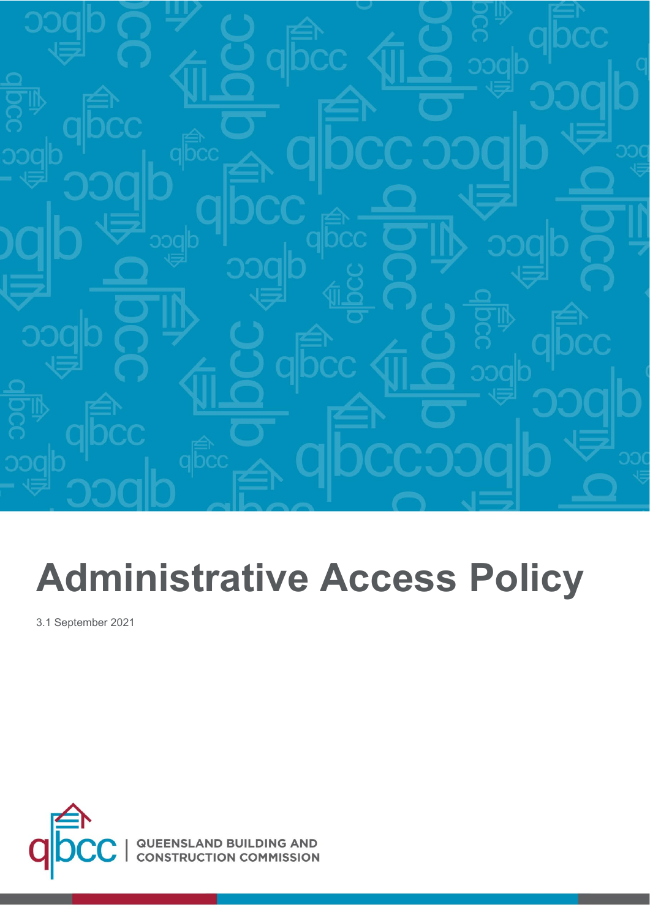# Administrative Access Policy

3.1 September 2021

QUEENSLAND BUILDING AND CONSTRUCTION COMMISSION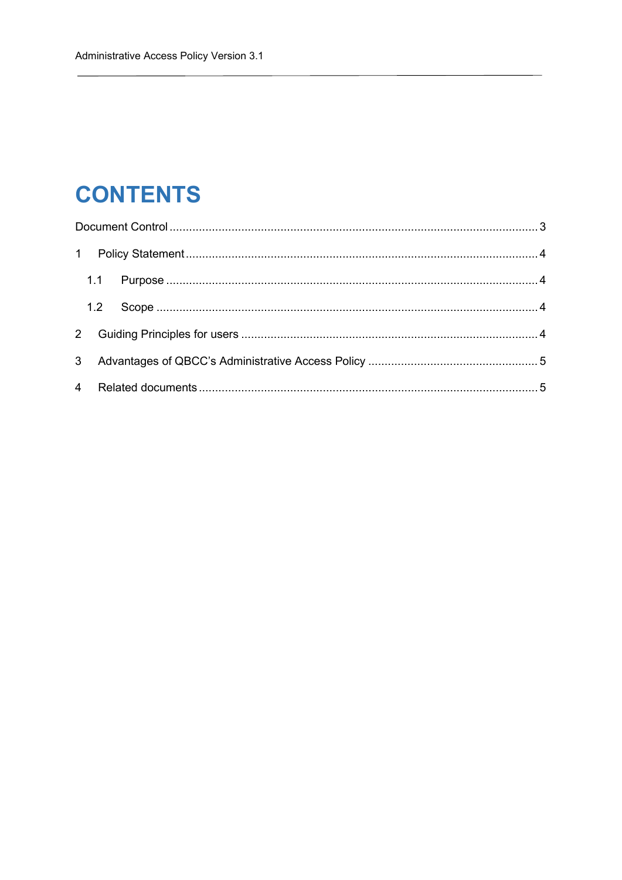# CONTENTS

Document Control ........................................................................................................ 3

1 Policy Statement ....................................................................................................... 4

1.1 Purpose .............................................................................................................. 4

1.2 Scope .................................................................................................................. 4

2 Guiding Principles for users ...................................................................................... 4

3 Advantages of QBCC's Administrative Access Policy ................................................ 5

4 Related documents .................................................................................................... 5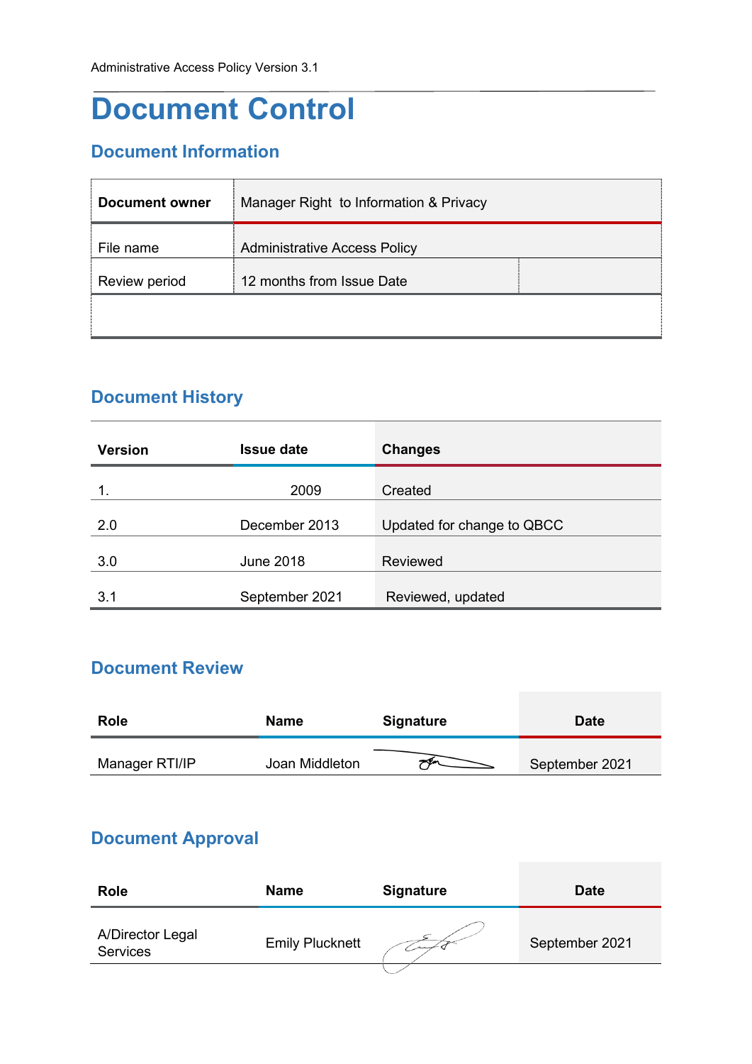# Document Control

## Document Information

| **Document owner** | Manager Right to Information & Privacy | |
|---|---|---|
| File name | Administrative Access Policy | |
| Review period | 12 months from Issue Date | |
| | | |

## Document History

| Version | Issue date | Changes |
|---|---|---|
| 1. | 2009 | Created |
| 2.0 | December 2013 | Updated for change to QBCC |
| 3.0 | June 2018 | Reviewed |
| 3.1 | September 2021 | Reviewed, updated |

## Document Review

| Role | Name | Signature | Date |
|---|---|---|---|
| Manager RTI/IP | Joan Middleton | | September 2021 |

## Document Approval

| Role | Name | Signature | Date |
|---|---|---|---|
| A/Director Legal Services | Emily Plucknett | | September 2021 |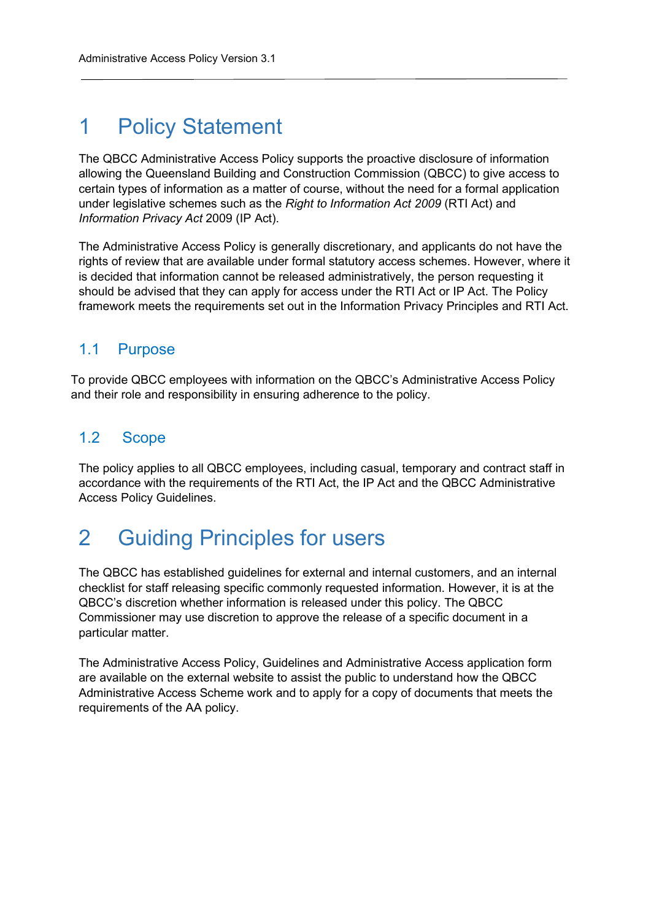# 1 Policy Statement

The QBCC Administrative Access Policy supports the proactive disclosure of information allowing the Queensland Building and Construction Commission (QBCC) to give access to certain types of information as a matter of course, without the need for a formal application under legislative schemes such as the *Right to Information Act 2009* (RTI Act) and *Information Privacy Act* 2009 (IP Act).

The Administrative Access Policy is generally discretionary, and applicants do not have the rights of review that are available under formal statutory access schemes. However, where it is decided that information cannot be released administratively, the person requesting it should be advised that they can apply for access under the RTI Act or IP Act. The Policy framework meets the requirements set out in the Information Privacy Principles and RTI Act.

## 1.1 Purpose

To provide QBCC employees with information on the QBCC's Administrative Access Policy and their role and responsibility in ensuring adherence to the policy.

## 1.2 Scope

The policy applies to all QBCC employees, including casual, temporary and contract staff in accordance with the requirements of the RTI Act, the IP Act and the QBCC Administrative Access Policy Guidelines.

# 2 Guiding Principles for users

The QBCC has established guidelines for external and internal customers, and an internal checklist for staff releasing specific commonly requested information. However, it is at the QBCC's discretion whether information is released under this policy. The QBCC Commissioner may use discretion to approve the release of a specific document in a particular matter.

The Administrative Access Policy, Guidelines and Administrative Access application form are available on the external website to assist the public to understand how the QBCC Administrative Access Scheme work and to apply for a copy of documents that meets the requirements of the AA policy.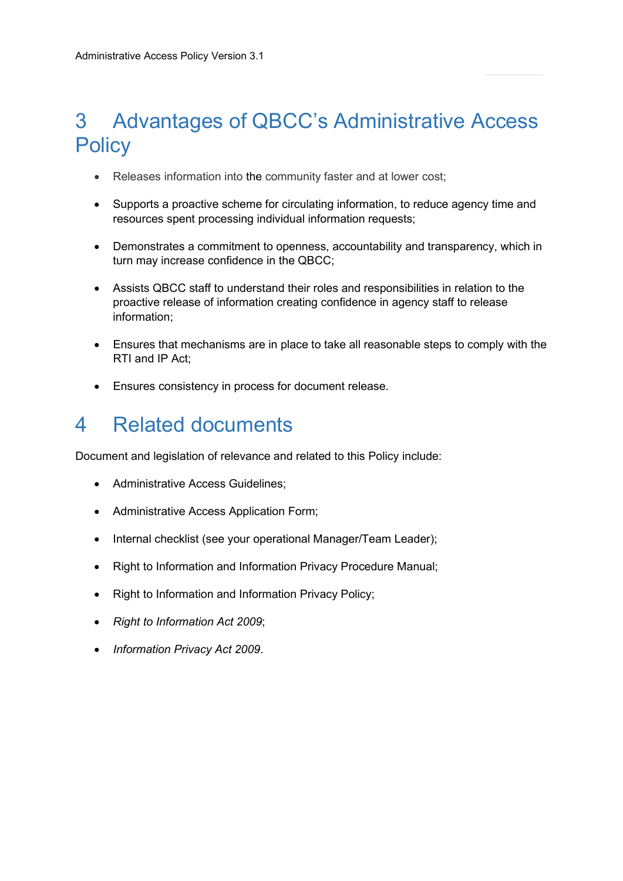# 3 Advantages of QBCC's Administrative Access Policy

- Releases information into the community faster and at lower cost;
- Supports a proactive scheme for circulating information, to reduce agency time and resources spent processing individual information requests;
- Demonstrates a commitment to openness, accountability and transparency, which in turn may increase confidence in the QBCC;
- Assists QBCC staff to understand their roles and responsibilities in relation to the proactive release of information creating confidence in agency staff to release information;
- Ensures that mechanisms are in place to take all reasonable steps to comply with the RTI and IP Act;
- Ensures consistency in process for document release.

# 4 Related documents

Document and legislation of relevance and related to this Policy include:

- Administrative Access Guidelines;
- Administrative Access Application Form;
- Internal checklist (see your operational Manager/Team Leader);
- Right to Information and Information Privacy Procedure Manual;
- Right to Information and Information Privacy Policy;
- *Right to Information Act 2009*;
- *Information Privacy Act 2009*.